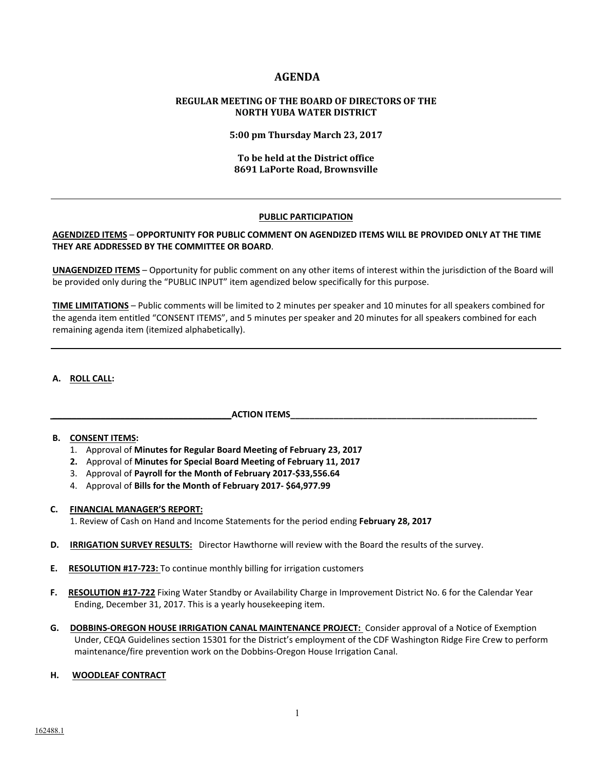# AGENDA

## REGULAR MEETING OF THE BOARD OF DIRECTORS OF THE NORTH YUBA WATER DISTRICT

**5:00 pm Thursday March 23, 2017**

**To be held at the District office**
**8691 LaPorte Road, Brownsville**

---

### PUBLIC PARTICIPATION

**AGENDIZED ITEMS** – **OPPORTUNITY FOR PUBLIC COMMENT ON AGENDIZED ITEMS WILL BE PROVIDED ONLY AT THE TIME THEY ARE ADDRESSED BY THE COMMITTEE OR BOARD**.

**UNAGENDIZED ITEMS** – Opportunity for public comment on any other items of interest within the jurisdiction of the Board will be provided only during the "PUBLIC INPUT" item agendized below specifically for this purpose.

**TIME LIMITATIONS** – Public comments will be limited to 2 minutes per speaker and 10 minutes for all speakers combined for the agenda item entitled "CONSENT ITEMS", and 5 minutes per speaker and 20 minutes for all speakers combined for each remaining agenda item (itemized alphabetically).

---

**A. ROLL CALL:**

**ACTION ITEMS**

**B. CONSENT ITEMS:**

1. Approval of **Minutes for Regular Board Meeting of February 23, 2017**
2. Approval of **Minutes for Special Board Meeting of February 11, 2017**
3. Approval of **Payroll for the Month of February 2017-$33,556.64**
4. Approval of **Bills for the Month of February 2017- $64,977.99**

**C. FINANCIAL MANAGER'S REPORT:**
1. Review of Cash on Hand and Income Statements for the period ending **February 28, 2017**

**D. IRRIGATION SURVEY RESULTS:** Director Hawthorne will review with the Board the results of the survey.

**E. RESOLUTION #17-723:** To continue monthly billing for irrigation customers

**F. RESOLUTION #17-722** Fixing Water Standby or Availability Charge in Improvement District No. 6 for the Calendar Year Ending, December 31, 2017. This is a yearly housekeeping item.

**G. DOBBINS-OREGON HOUSE IRRIGATION CANAL MAINTENANCE PROJECT:** Consider approval of a Notice of Exemption Under, CEQA Guidelines section 15301 for the District's employment of the CDF Washington Ridge Fire Crew to perform maintenance/fire prevention work on the Dobbins-Oregon House Irrigation Canal.

**H. WOODLEAF CONTRACT**

162488.1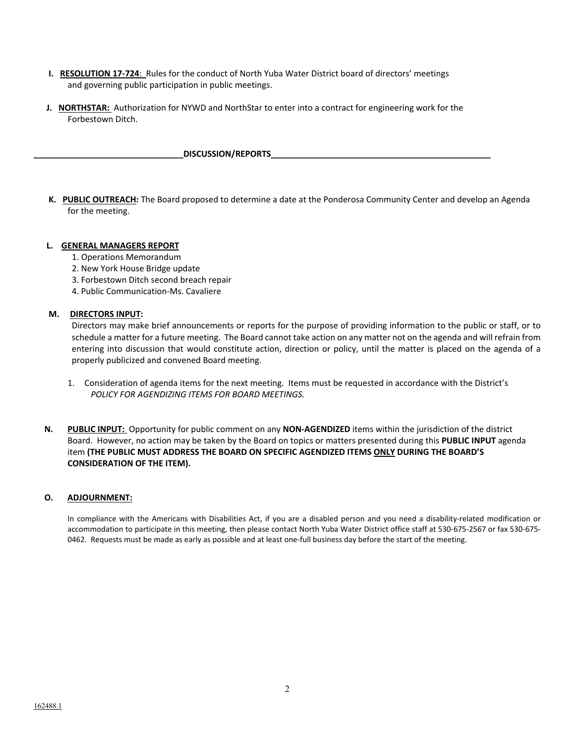**I. RESOLUTION 17-724**: Rules for the conduct of North Yuba Water District board of directors' meetings and governing public participation in public meetings.

**J. NORTHSTAR:** Authorization for NYWD and NorthStar to enter into a contract for engineering work for the Forbestown Ditch.

## DISCUSSION/REPORTS

**K. PUBLIC OUTREACH:** The Board proposed to determine a date at the Ponderosa Community Center and develop an Agenda for the meeting.

**L. GENERAL MANAGERS REPORT**

1. Operations Memorandum
2. New York House Bridge update
3. Forbestown Ditch second breach repair
4. Public Communication-Ms. Cavaliere

**M. DIRECTORS INPUT:**

Directors may make brief announcements or reports for the purpose of providing information to the public or staff, or to schedule a matter for a future meeting. The Board cannot take action on any matter not on the agenda and will refrain from entering into discussion that would constitute action, direction or policy, until the matter is placed on the agenda of a properly publicized and convened Board meeting.

1. Consideration of agenda items for the next meeting. Items must be requested in accordance with the District's *POLICY FOR AGENDIZING ITEMS FOR BOARD MEETINGS.*

**N. PUBLIC INPUT:** Opportunity for public comment on any **NON-AGENDIZED** items within the jurisdiction of the district Board. However, no action may be taken by the Board on topics or matters presented during this **PUBLIC INPUT** agenda item **(THE PUBLIC MUST ADDRESS THE BOARD ON SPECIFIC AGENDIZED ITEMS ONLY DURING THE BOARD'S CONSIDERATION OF THE ITEM).**

**O. ADJOURNMENT:**

In compliance with the Americans with Disabilities Act, if you are a disabled person and you need a disability-related modification or accommodation to participate in this meeting, then please contact North Yuba Water District office staff at 530-675-2567 or fax 530-675-0462. Requests must be made as early as possible and at least one-full business day before the start of the meeting.

162488.1